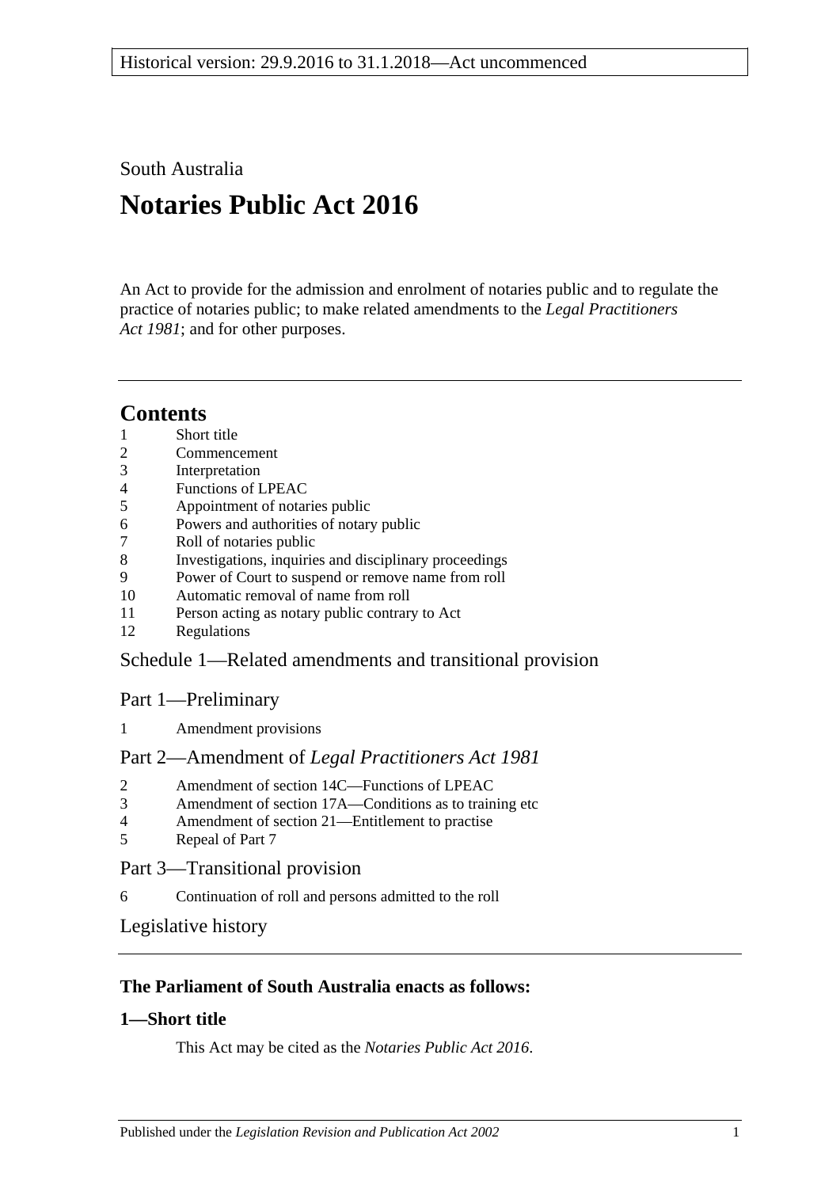Historical version: 29.9.2016 to 31.1.2018—Act uncommenced

South Australia

# Notaries Public Act 2016

An Act to provide for the admission and enrolment of notaries public and to regulate the practice of notaries public; to make related amendments to the *Legal Practitioners Act 1981*; and for other purposes.

## Contents

1 Short title
2 Commencement
3 Interpretation
4 Functions of LPEAC
5 Appointment of notaries public
6 Powers and authorities of notary public
7 Roll of notaries public
8 Investigations, inquiries and disciplinary proceedings
9 Power of Court to suspend or remove name from roll
10 Automatic removal of name from roll
11 Person acting as notary public contrary to Act
12 Regulations

Schedule 1—Related amendments and transitional provision

Part 1—Preliminary

1 Amendment provisions

Part 2—Amendment of *Legal Practitioners Act 1981*

2 Amendment of section 14C—Functions of LPEAC
3 Amendment of section 17A—Conditions as to training etc
4 Amendment of section 21—Entitlement to practise
5 Repeal of Part 7

Part 3—Transitional provision

6 Continuation of roll and persons admitted to the roll

Legislative history

**The Parliament of South Australia enacts as follows:**

### 1—Short title

This Act may be cited as the *Notaries Public Act 2016*.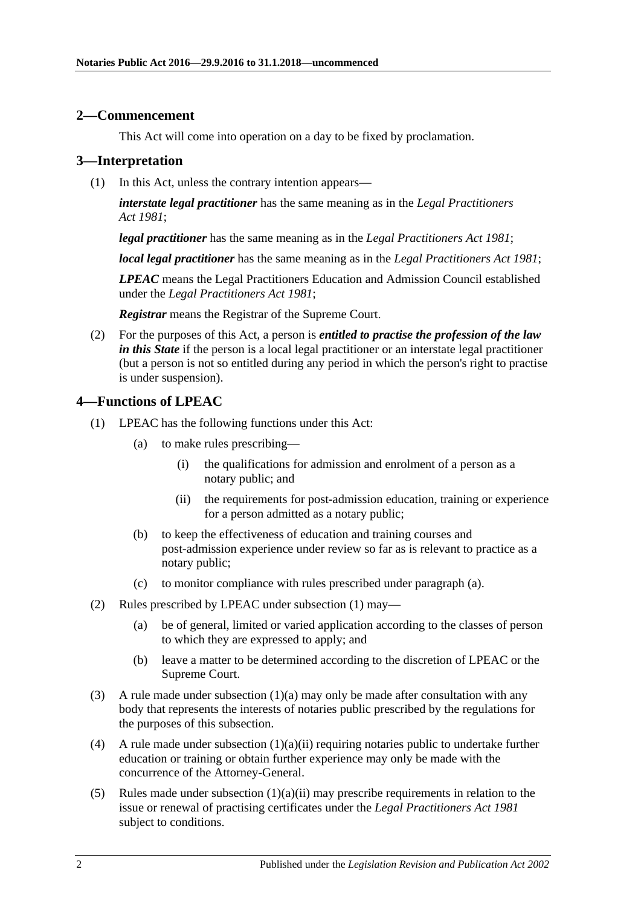## 2—Commencement

This Act will come into operation on a day to be fixed by proclamation.

## 3—Interpretation

(1) In this Act, unless the contrary intention appears—

***interstate legal practitioner*** has the same meaning as in the *Legal Practitioners Act 1981*;

***legal practitioner*** has the same meaning as in the *Legal Practitioners Act 1981*;

***local legal practitioner*** has the same meaning as in the *Legal Practitioners Act 1981*;

***LPEAC*** means the Legal Practitioners Education and Admission Council established under the *Legal Practitioners Act 1981*;

***Registrar*** means the Registrar of the Supreme Court.

(2) For the purposes of this Act, a person is ***entitled to practise the profession of the law in this State*** if the person is a local legal practitioner or an interstate legal practitioner (but a person is not so entitled during any period in which the person's right to practise is under suspension).

## 4—Functions of LPEAC

(1) LPEAC has the following functions under this Act:

(a) to make rules prescribing—

(i) the qualifications for admission and enrolment of a person as a notary public; and

(ii) the requirements for post-admission education, training or experience for a person admitted as a notary public;

(b) to keep the effectiveness of education and training courses and post-admission experience under review so far as is relevant to practice as a notary public;

(c) to monitor compliance with rules prescribed under paragraph (a).

(2) Rules prescribed by LPEAC under subsection (1) may—

(a) be of general, limited or varied application according to the classes of person to which they are expressed to apply; and

(b) leave a matter to be determined according to the discretion of LPEAC or the Supreme Court.

(3) A rule made under subsection (1)(a) may only be made after consultation with any body that represents the interests of notaries public prescribed by the regulations for the purposes of this subsection.

(4) A rule made under subsection (1)(a)(ii) requiring notaries public to undertake further education or training or obtain further experience may only be made with the concurrence of the Attorney-General.

(5) Rules made under subsection (1)(a)(ii) may prescribe requirements in relation to the issue or renewal of practising certificates under the *Legal Practitioners Act 1981* subject to conditions.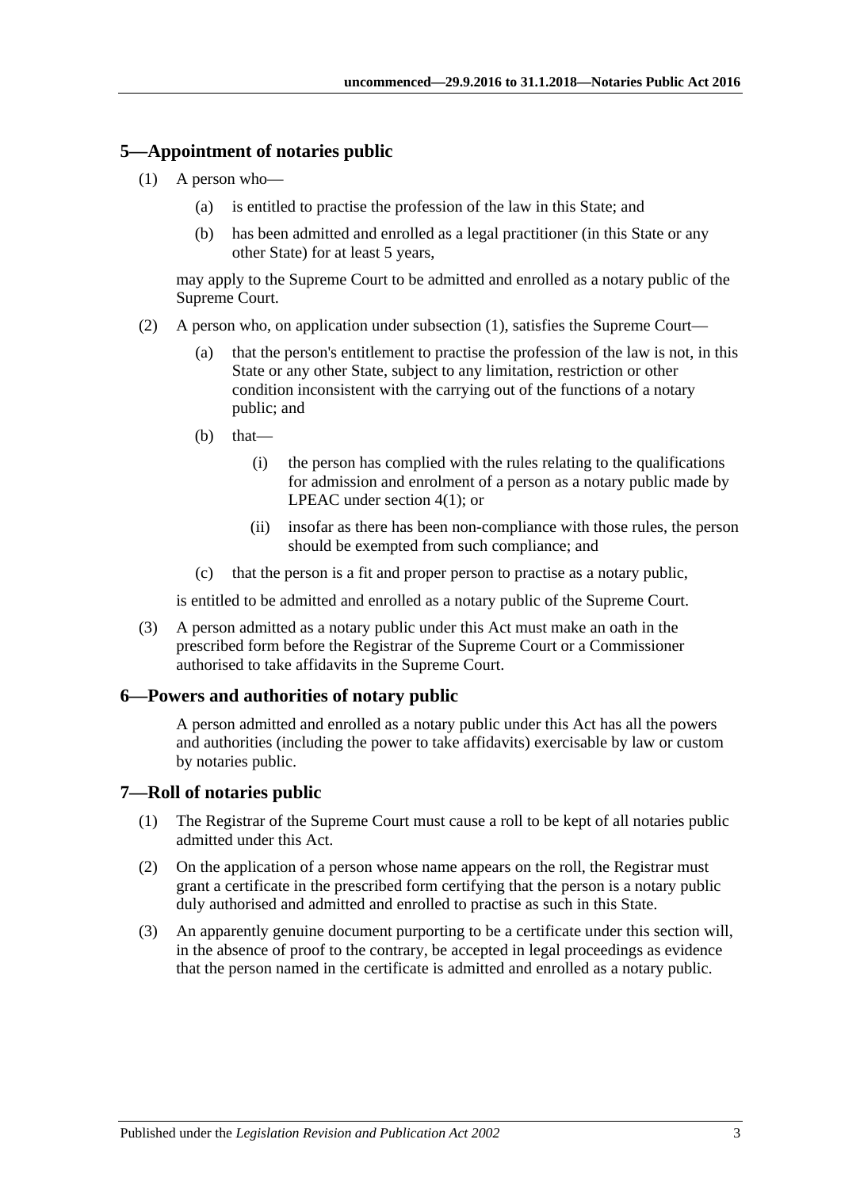## 5—Appointment of notaries public

(1) A person who—

(a) is entitled to practise the profession of the law in this State; and

(b) has been admitted and enrolled as a legal practitioner (in this State or any other State) for at least 5 years,

may apply to the Supreme Court to be admitted and enrolled as a notary public of the Supreme Court.

(2) A person who, on application under subsection (1), satisfies the Supreme Court—

(a) that the person's entitlement to practise the profession of the law is not, in this State or any other State, subject to any limitation, restriction or other condition inconsistent with the carrying out of the functions of a notary public; and

(b) that—

(i) the person has complied with the rules relating to the qualifications for admission and enrolment of a person as a notary public made by LPEAC under section 4(1); or

(ii) insofar as there has been non-compliance with those rules, the person should be exempted from such compliance; and

(c) that the person is a fit and proper person to practise as a notary public,

is entitled to be admitted and enrolled as a notary public of the Supreme Court.

(3) A person admitted as a notary public under this Act must make an oath in the prescribed form before the Registrar of the Supreme Court or a Commissioner authorised to take affidavits in the Supreme Court.

## 6—Powers and authorities of notary public

A person admitted and enrolled as a notary public under this Act has all the powers and authorities (including the power to take affidavits) exercisable by law or custom by notaries public.

## 7—Roll of notaries public

(1) The Registrar of the Supreme Court must cause a roll to be kept of all notaries public admitted under this Act.

(2) On the application of a person whose name appears on the roll, the Registrar must grant a certificate in the prescribed form certifying that the person is a notary public duly authorised and admitted and enrolled to practise as such in this State.

(3) An apparently genuine document purporting to be a certificate under this section will, in the absence of proof to the contrary, be accepted in legal proceedings as evidence that the person named in the certificate is admitted and enrolled as a notary public.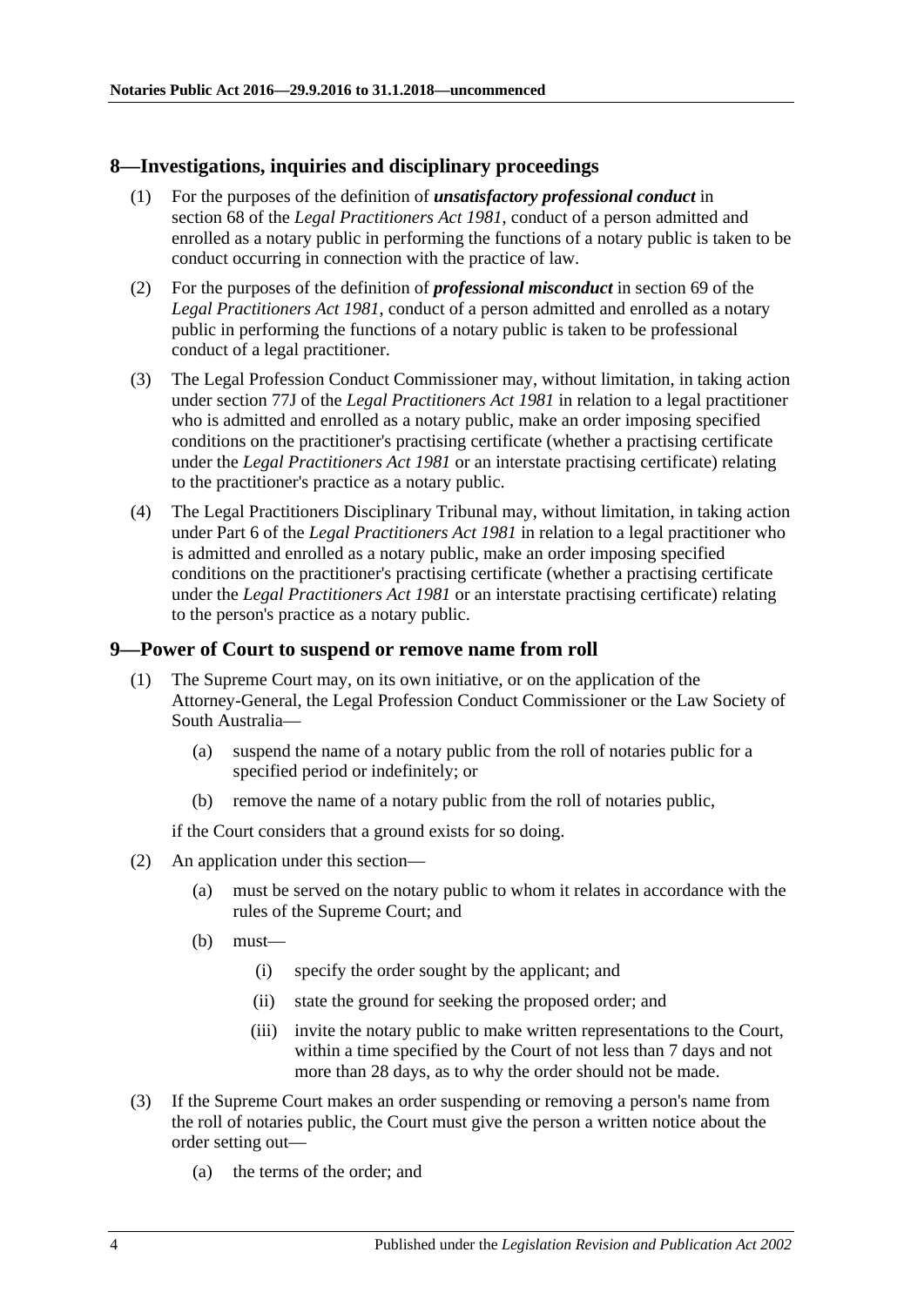## 8—Investigations, inquiries and disciplinary proceedings

(1) For the purposes of the definition of ***unsatisfactory professional conduct*** in section 68 of the *Legal Practitioners Act 1981*, conduct of a person admitted and enrolled as a notary public in performing the functions of a notary public is taken to be conduct occurring in connection with the practice of law.

(2) For the purposes of the definition of ***professional misconduct*** in section 69 of the *Legal Practitioners Act 1981*, conduct of a person admitted and enrolled as a notary public in performing the functions of a notary public is taken to be professional conduct of a legal practitioner.

(3) The Legal Profession Conduct Commissioner may, without limitation, in taking action under section 77J of the *Legal Practitioners Act 1981* in relation to a legal practitioner who is admitted and enrolled as a notary public, make an order imposing specified conditions on the practitioner's practising certificate (whether a practising certificate under the *Legal Practitioners Act 1981* or an interstate practising certificate) relating to the practitioner's practice as a notary public.

(4) The Legal Practitioners Disciplinary Tribunal may, without limitation, in taking action under Part 6 of the *Legal Practitioners Act 1981* in relation to a legal practitioner who is admitted and enrolled as a notary public, make an order imposing specified conditions on the practitioner's practising certificate (whether a practising certificate under the *Legal Practitioners Act 1981* or an interstate practising certificate) relating to the person's practice as a notary public.

## 9—Power of Court to suspend or remove name from roll

(1) The Supreme Court may, on its own initiative, or on the application of the Attorney-General, the Legal Profession Conduct Commissioner or the Law Society of South Australia—

- (a) suspend the name of a notary public from the roll of notaries public for a specified period or indefinitely; or
- (b) remove the name of a notary public from the roll of notaries public,

if the Court considers that a ground exists for so doing.

(2) An application under this section—

- (a) must be served on the notary public to whom it relates in accordance with the rules of the Supreme Court; and
- (b) must—
  - (i) specify the order sought by the applicant; and
  - (ii) state the ground for seeking the proposed order; and
  - (iii) invite the notary public to make written representations to the Court, within a time specified by the Court of not less than 7 days and not more than 28 days, as to why the order should not be made.

(3) If the Supreme Court makes an order suspending or removing a person's name from the roll of notaries public, the Court must give the person a written notice about the order setting out—

- (a) the terms of the order; and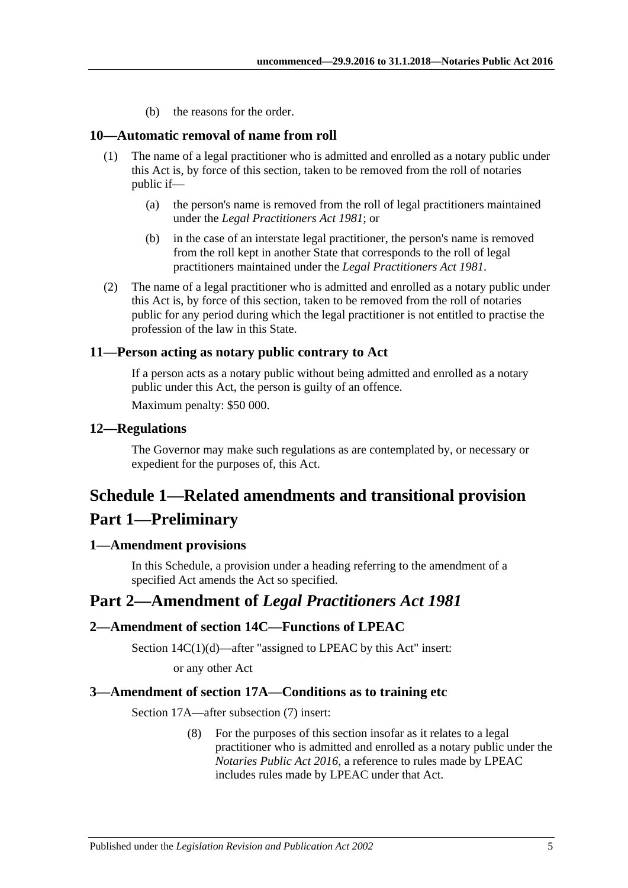(b) the reasons for the order.

### 10—Automatic removal of name from roll

(1) The name of a legal practitioner who is admitted and enrolled as a notary public under this Act is, by force of this section, taken to be removed from the roll of notaries public if—

(a) the person's name is removed from the roll of legal practitioners maintained under the *Legal Practitioners Act 1981*; or

(b) in the case of an interstate legal practitioner, the person's name is removed from the roll kept in another State that corresponds to the roll of legal practitioners maintained under the *Legal Practitioners Act 1981*.

(2) The name of a legal practitioner who is admitted and enrolled as a notary public under this Act is, by force of this section, taken to be removed from the roll of notaries public for any period during which the legal practitioner is not entitled to practise the profession of the law in this State.

### 11—Person acting as notary public contrary to Act

If a person acts as a notary public without being admitted and enrolled as a notary public under this Act, the person is guilty of an offence.

Maximum penalty: $50 000.

### 12—Regulations

The Governor may make such regulations as are contemplated by, or necessary or expedient for the purposes of, this Act.

# Schedule 1—Related amendments and transitional provision

## Part 1—Preliminary

### 1—Amendment provisions

In this Schedule, a provision under a heading referring to the amendment of a specified Act amends the Act so specified.

## Part 2—Amendment of *Legal Practitioners Act 1981*

### 2—Amendment of section 14C—Functions of LPEAC

Section 14C(1)(d)—after "assigned to LPEAC by this Act" insert:

or any other Act

### 3—Amendment of section 17A—Conditions as to training etc

Section 17A—after subsection (7) insert:

(8) For the purposes of this section insofar as it relates to a legal practitioner who is admitted and enrolled as a notary public under the *Notaries Public Act 2016*, a reference to rules made by LPEAC includes rules made by LPEAC under that Act.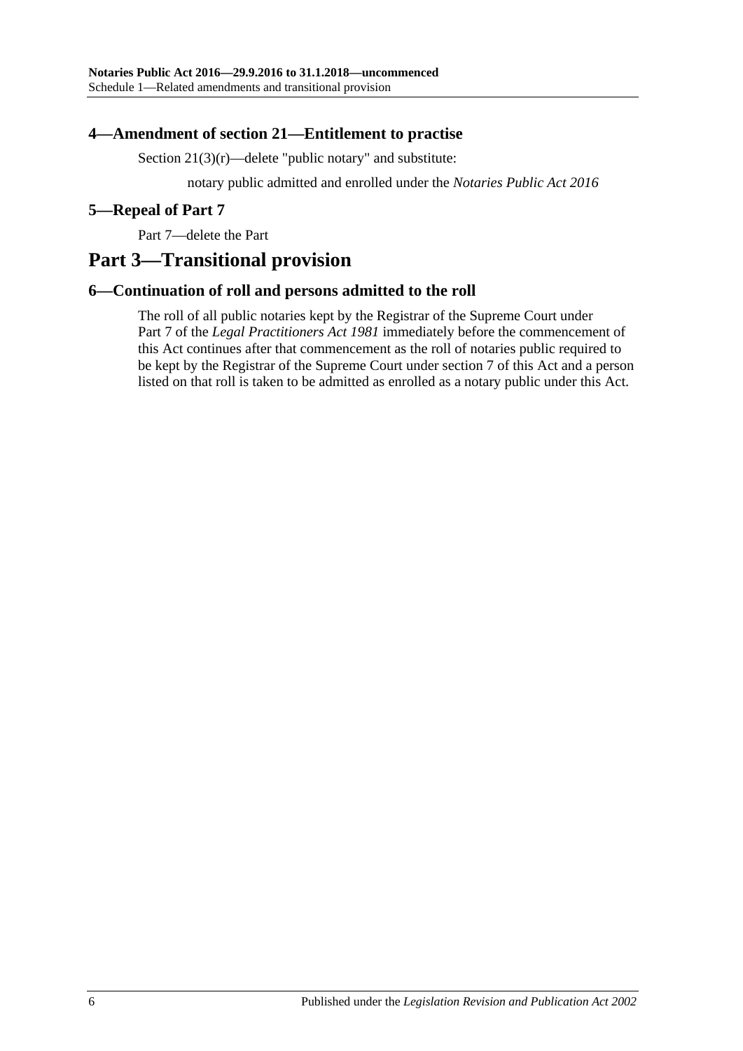### 4—Amendment of section 21—Entitlement to practise

Section 21(3)(r)—delete "public notary" and substitute:

notary public admitted and enrolled under the *Notaries Public Act 2016*

### 5—Repeal of Part 7

Part 7—delete the Part

## Part 3—Transitional provision

### 6—Continuation of roll and persons admitted to the roll

The roll of all public notaries kept by the Registrar of the Supreme Court under Part 7 of the *Legal Practitioners Act 1981* immediately before the commencement of this Act continues after that commencement as the roll of notaries public required to be kept by the Registrar of the Supreme Court under section 7 of this Act and a person listed on that roll is taken to be admitted as enrolled as a notary public under this Act.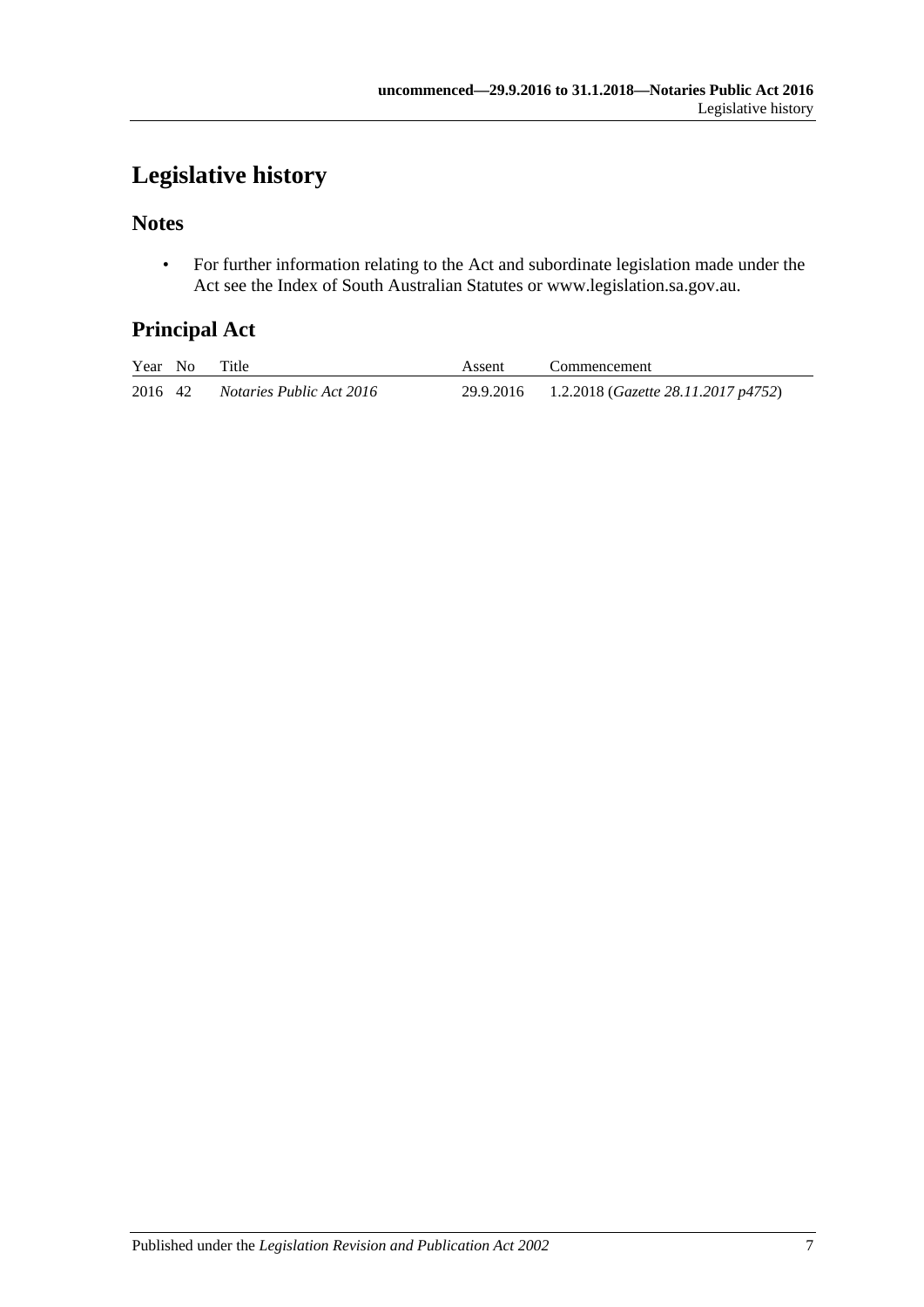# Legislative history

## Notes

- For further information relating to the Act and subordinate legislation made under the Act see the Index of South Australian Statutes or www.legislation.sa.gov.au.

## Principal Act

| Year | No | Title | Assent | Commencement |
|---|---|---|---|---|
| 2016 | 42 | *Notaries Public Act 2016* | 29.9.2016 | 1.2.2018 (*Gazette 28.11.2017 p4752*) |